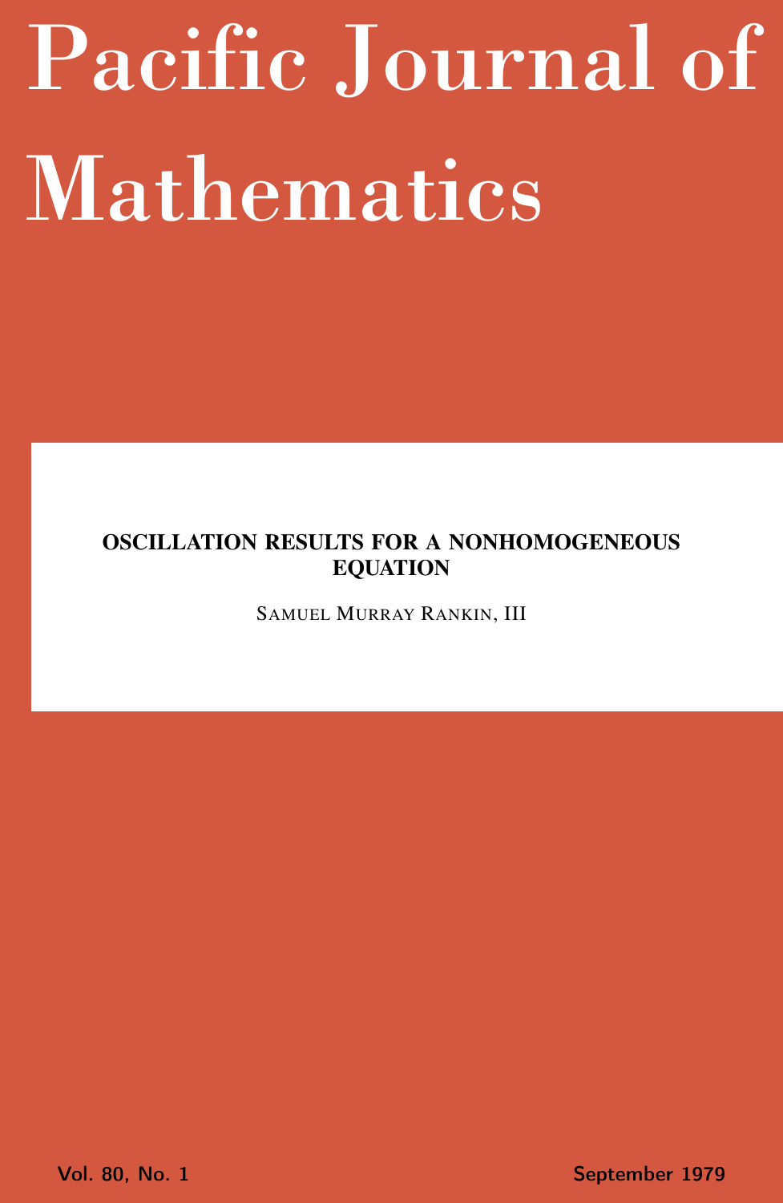# Pacific Journal of Mathematics

## OSCILLATION RESULTS FOR A NONHOMOGENEOUS EQUATION

SAMUEL MURRAY RANKIN, III

Vol. 80, No. 1 September 1979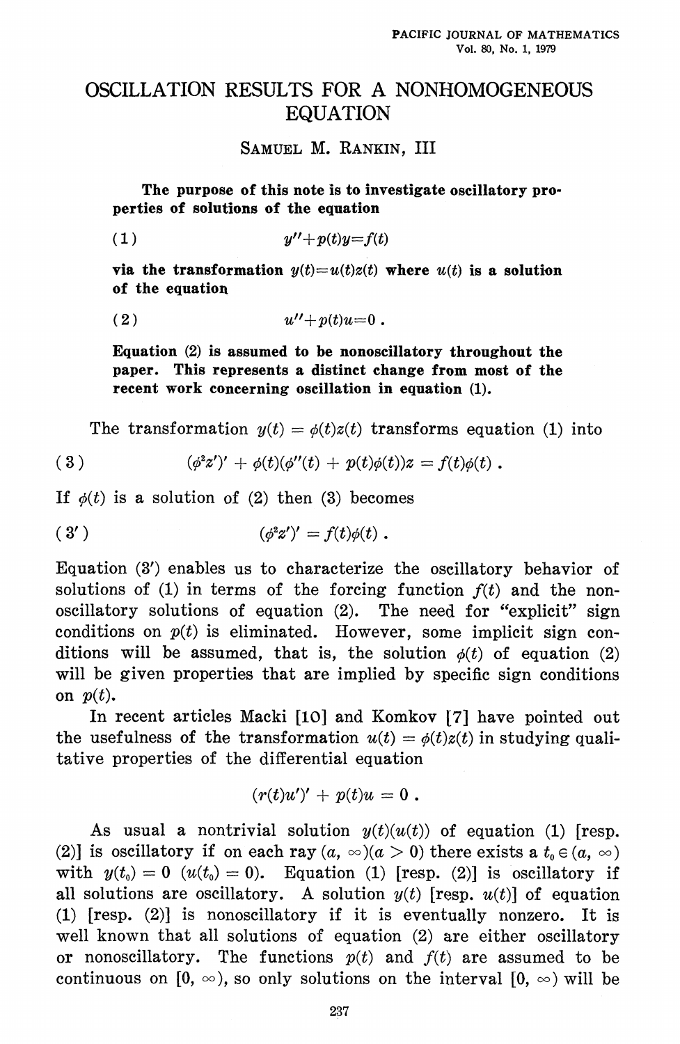# OSCILLATION RESULTS FOR A NONHOMOGENEOUS EQUATION

SAMUEL M. RANKIN, III

**The purpose of this note is to investigate oscillatory properties of solutions of the equation**

$$(1) \qquad y'' + p(t)y = f(t)$$

**via the transformation $y(t) = u(t)z(t)$ where $u(t)$ is a solution of the equation**

$$(2) \qquad u'' + p(t)u = 0 .$$

**Equation (2) is assumed to be nonoscillatory throughout the paper. This represents a distinct change from most of the recent work concerning oscillation in equation (1).**

The transformation $y(t) = \phi(t)z(t)$ transforms equation (1) into

$$(3) \qquad (\phi^2 z')' + \phi(t)(\phi''(t) + p(t)\phi(t))z = f(t)\phi(t) .$$

If $\phi(t)$ is a solution of (2) then (3) becomes

$$(3') \qquad (\phi^2 z')' = f(t)\phi(t) .$$

Equation (3′) enables us to characterize the oscillatory behavior of solutions of (1) in terms of the forcing function $f(t)$ and the nonoscillatory solutions of equation (2). The need for "explicit" sign conditions on $p(t)$ is eliminated. However, some implicit sign conditions will be assumed, that is, the solution $\phi(t)$ of equation (2) will be given properties that are implied by specific sign conditions on $p(t)$.

In recent articles Macki [10] and Komkov [7] have pointed out the usefulness of the transformation $u(t) = \phi(t)z(t)$ in studying qualitative properties of the differential equation

$$(r(t)u')' + p(t)u = 0 .$$

As usual a nontrivial solution $y(t)(u(t))$ of equation (1) [resp. (2)] is oscillatory if on each ray $(a, \infty)(a > 0)$ there exists a $t_0 \in (a, \infty)$ with $y(t_0) = 0$ $(u(t_0) = 0)$. Equation (1) [resp. (2)] is oscillatory if all solutions are oscillatory. A solution $y(t)$ [resp. $u(t)$] of equation (1) [resp. (2)] is nonoscillatory if it is eventually nonzero. It is well known that all solutions of equation (2) are either oscillatory or nonoscillatory. The functions $p(t)$ and $f(t)$ are assumed to be continuous on $[0, \infty)$, so only solutions on the interval $[0, \infty)$ will be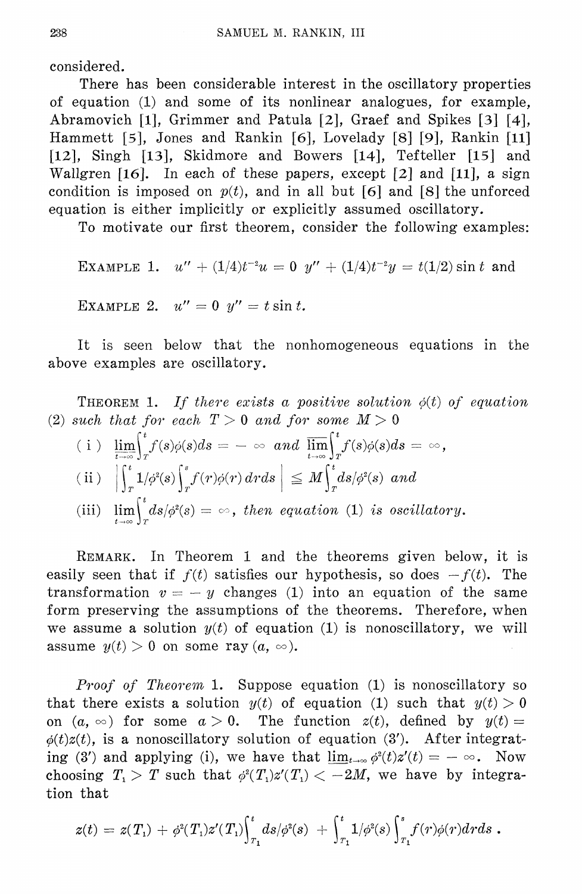considered.

There has been considerable interest in the oscillatory properties of equation (1) and some of its nonlinear analogues, for example, Abramovich [1], Grimmer and Patula [2], Graef and Spikes [3] [4], Hammett [5], Jones and Rankin [6], Lovelady [8] [9], Rankin [11] [12], Singh [13], Skidmore and Bowers [14], Tefteller [15] and Wallgren [16]. In each of these papers, except [2] and [11], a sign condition is imposed on $p(t)$, and in all but [6] and [8] the unforced equation is either implicitly or explicitly assumed oscillatory.

To motivate our first theorem, consider the following examples:

EXAMPLE 1. $u'' + (1/4)t^{-2}u = 0$ $y'' + (1/4)t^{-2}y = t(1/2)\sin t$ and

EXAMPLE 2. $u'' = 0$ $y'' = t \sin t$.

It is seen below that the nonhomogeneous equations in the above examples are oscillatory.

THEOREM 1. *If there exists a positive solution $\phi(t)$ of equation (2) such that for each $T > 0$ and for some $M > 0$*

(i) $\underline{\lim}_{t\to\infty} \int_T^t f(s)\phi(s)ds = -\infty$ *and* $\overline{\lim}_{t\to\infty} \int_T^t f(s)\phi(s)ds = \infty$,

(ii) $\left| \int_T^t 1/\phi^2(s) \int_T^s f(r)\phi(r)\,drds \right| \leqq M \int_T^t ds/\phi^2(s)$ *and*

(iii) $\lim_{t\to\infty} \int_T^t ds/\phi^2(s) = \infty$, *then equation (1) is oscillatory.*

REMARK. In Theorem 1 and the theorems given below, it is easily seen that if $f(t)$ satisfies our hypothesis, so does $-f(t)$. The transformation $v = -y$ changes (1) into an equation of the same form preserving the assumptions of the theorems. Therefore, when we assume a solution $y(t)$ of equation (1) is nonoscillatory, we will assume $y(t) > 0$ on some ray $(a, \infty)$.

*Proof of Theorem* 1. Suppose equation (1) is nonoscillatory so that there exists a solution $y(t)$ of equation (1) such that $y(t) > 0$ on $(a, \infty)$ for some $a > 0$. The function $z(t)$, defined by $y(t) = \phi(t)z(t)$, is a nonoscillatory solution of equation (3'). After integrating (3') and applying (i), we have that $\underline{\lim}_{t\to\infty} \phi^2(t)z'(t) = -\infty$. Now choosing $T_1 > T$ such that $\phi^2(T_1)z'(T_1) < -2M$, we have by integration that

$$z(t) = z(T_1) + \phi^2(T_1)z'(T_1)\int_{T_1}^t ds/\phi^2(s) + \int_{T_1}^t 1/\phi^2(s)\int_{T_1}^s f(r)\phi(r)drds\,.$$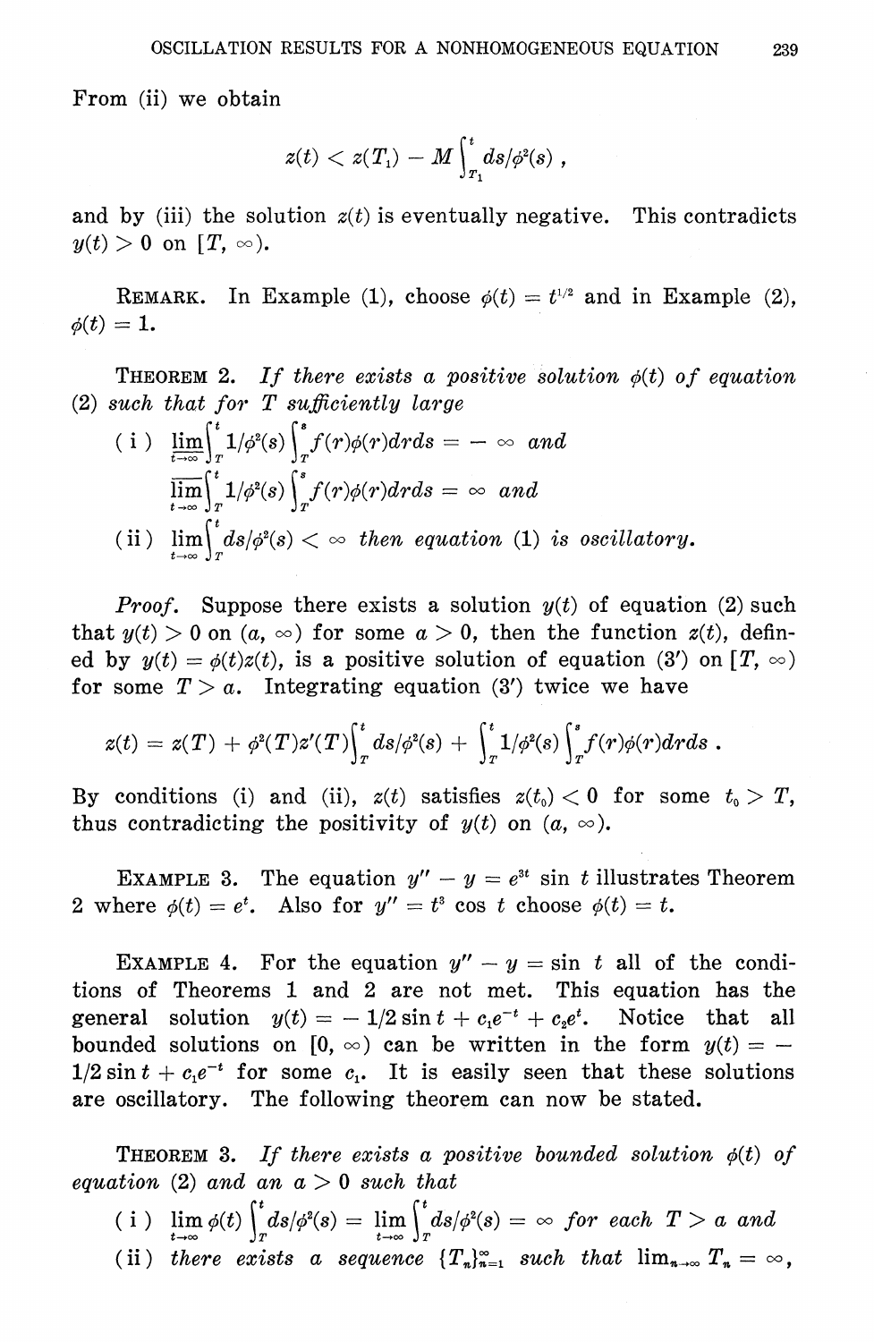From (ii) we obtain

$$z(t) < z(T_1) - M\int_{T_1}^{t} ds/\phi^2(s)\ ,$$

and by (iii) the solution $z(t)$ is eventually negative. This contradicts $y(t) > 0$ on $[T, \infty)$.

REMARK. In Example (1), choose $\phi(t) = t^{1/2}$ and in Example (2), $\phi(t) = 1$.

THEOREM 2. *If there exists a positive solution $\phi(t)$ of equation (2) such that for $T$ sufficiently large*

(i) $\underline{\lim}_{t\to\infty}\int_T^t 1/\phi^2(s)\int_T^s f(r)\phi(r)drds = -\infty$ *and*

$\overline{\lim}_{t\to\infty}\int_T^t 1/\phi^2(s)\int_T^s f(r)\phi(r)drds = \infty$ *and*

(ii) $\lim_{t\to\infty}\int_T^t ds/\phi^2(s) < \infty$ *then equation (1) is oscillatory.*

*Proof.* Suppose there exists a solution $y(t)$ of equation (2) such that $y(t) > 0$ on $(a, \infty)$ for some $a > 0$, then the function $z(t)$, defined by $y(t) = \phi(t)z(t)$, is a positive solution of equation (3′) on $[T, \infty)$ for some $T > a$. Integrating equation (3′) twice we have

$$z(t) = z(T) + \phi^2(T)z'(T)\int_T^t ds/\phi^2(s) + \int_T^t 1/\phi^2(s)\int_T^s f(r)\phi(r)drds\ .$$

By conditions (i) and (ii), $z(t)$ satisfies $z(t_0) < 0$ for some $t_0 > T$, thus contradicting the positivity of $y(t)$ on $(a, \infty)$.

EXAMPLE 3. The equation $y'' - y = e^{3t}\sin t$ illustrates Theorem 2 where $\phi(t) = e^t$. Also for $y'' = t^3\cos t$ choose $\phi(t) = t$.

EXAMPLE 4. For the equation $y'' - y = \sin t$ all of the conditions of Theorems 1 and 2 are not met. This equation has the general solution $y(t) = -1/2\sin t + c_1e^{-t} + c_2e^t$. Notice that all bounded solutions on $[0, \infty)$ can be written in the form $y(t) = -1/2\sin t + c_1e^{-t}$ for some $c_1$. It is easily seen that these solutions are oscillatory. The following theorem can now be stated.

THEOREM 3. *If there exists a positive bounded solution $\phi(t)$ of equation (2) and an $a > 0$ such that*

(i) $\lim_{t\to\infty}\phi(t)\int_T^t ds/\phi^2(s) = \lim_{t\to\infty}\int_T^t ds/\phi^2(s) = \infty$ *for each $T > a$ and*

(ii) *there exists a sequence $\{T_n\}_{n=1}^{\infty}$ such that $\lim_{n\to\infty} T_n = \infty$,*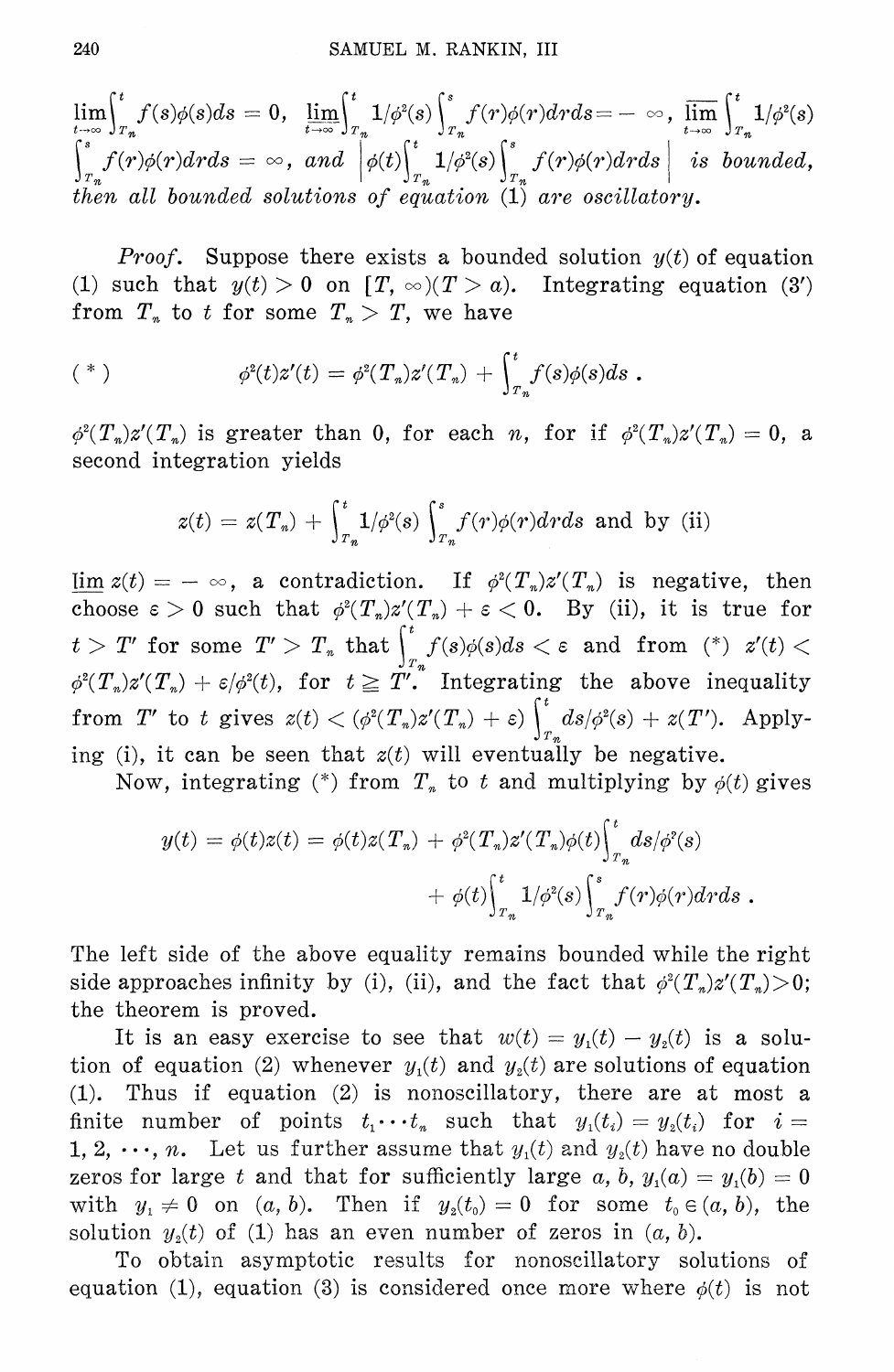$\lim_{t\to\infty}\int_{T_n}^t f(s)\phi(s)ds = 0$, $\underline{\lim}_{t\to\infty}\int_{T_n}^t 1/\phi^2(s)\int_{T_n}^s f(r)\phi(r)drds = -\infty$, $\overline{\lim}_{t\to\infty}\int_{T_n}^t 1/\phi^2(s)\int_{T_n}^s f(r)\phi(r)drds = \infty$, *and* $\left|\phi(t)\int_{T_n}^t 1/\phi^2(s)\int_{T_n}^s f(r)\phi(r)drds\right|$ *is bounded, then all bounded solutions of equation* (1) *are oscillatory.*

*Proof.* Suppose there exists a bounded solution $y(t)$ of equation (1) such that $y(t) > 0$ on $[T, \infty)(T > a)$. Integrating equation (3′) from $T_n$ to $t$ for some $T_n > T$, we have

$$(*)\qquad \phi^2(t)z'(t) = \phi^2(T_n)z'(T_n) + \int_{T_n}^t f(s)\phi(s)ds\,.$$

$\phi^2(T_n)z'(T_n)$ is greater than 0, for each $n$, for if $\phi^2(T_n)z'(T_n) = 0$, a second integration yields

$$z(t) = z(T_n) + \int_{T_n}^t 1/\phi^2(s)\int_{T_n}^s f(r)\phi(r)drds \text{ and by (ii)}$$

$\underline{\lim}\, z(t) = -\infty$, a contradiction. If $\phi^2(T_n)z'(T_n)$ is negative, then choose $\varepsilon > 0$ such that $\phi^2(T_n)z'(T_n) + \varepsilon < 0$. By (ii), it is true for $t > T'$ for some $T' > T_n$ that $\int_{T_n}^t f(s)\phi(s)ds < \varepsilon$ and from (\*) $z'(t) < \phi^2(T_n)z'(T_n) + \varepsilon/\phi^2(t)$, for $t \geqq T'$. Integrating the above inequality from $T'$ to $t$ gives $z(t) < (\phi^2(T_n)z'(T_n) + \varepsilon)\int_{T_n}^t ds/\phi^2(s) + z(T')$. Applying (i), it can be seen that $z(t)$ will eventually be negative.

Now, integrating (\*) from $T_n$ to $t$ and multiplying by $\phi(t)$ gives

$$y(t) = \phi(t)z(t) = \phi(t)z(T_n) + \phi^2(T_n)z'(T_n)\phi(t)\int_{T_n}^t ds/\phi^2(s) + \phi(t)\int_{T_n}^t 1/\phi^2(s)\int_{T_n}^s f(r)\phi(r)drds\,.$$

The left side of the above equality remains bounded while the right side approaches infinity by (i), (ii), and the fact that $\phi^2(T_n)z'(T_n)>0$; the theorem is proved.

It is an easy exercise to see that $w(t) = y_1(t) - y_2(t)$ is a solution of equation (2) whenever $y_1(t)$ and $y_2(t)$ are solutions of equation (1). Thus if equation (2) is nonoscillatory, there are at most a finite number of points $t_1 \cdots t_n$ such that $y_1(t_i) = y_2(t_i)$ for $i = 1, 2, \cdots, n$. Let us further assume that $y_1(t)$ and $y_2(t)$ have no double zeros for large $t$ and that for sufficiently large $a$, $b$, $y_1(a) = y_1(b) = 0$ with $y_1 \neq 0$ on $(a, b)$. Then if $y_2(t_0) = 0$ for some $t_0 \in (a, b)$, the solution $y_2(t)$ of (1) has an even number of zeros in $(a, b)$.

To obtain asymptotic results for nonoscillatory solutions of equation (1), equation (3) is considered once more where $\phi(t)$ is not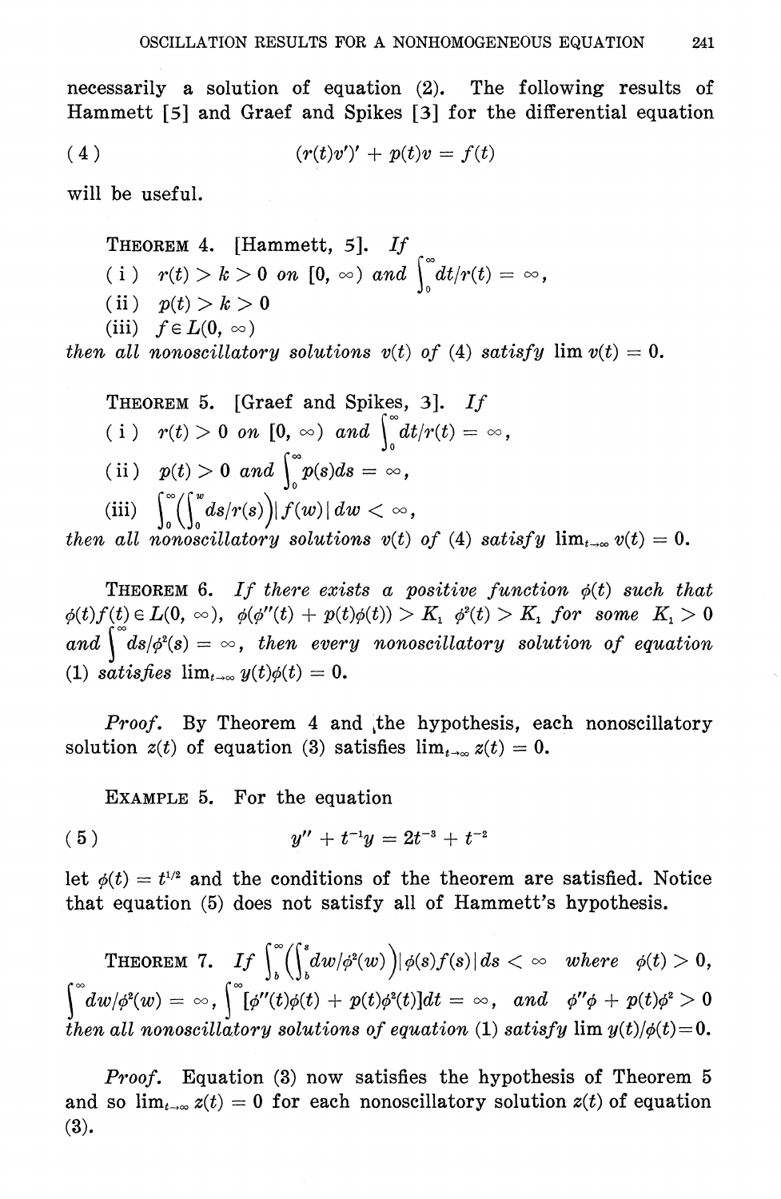necessarily a solution of equation (2). The following results of Hammett [5] and Graef and Spikes [3] for the differential equation

$$(r(t)v')' + p(t)v = f(t) \tag{4}$$

will be useful.

**THEOREM 4.** [Hammett, 5]. *If*
(i) $r(t) > k > 0$ *on* $[0, \infty)$ *and* $\int_0^\infty dt/r(t) = \infty$,
(ii) $p(t) > k > 0$
(iii) $f \in L(0, \infty)$
*then all nonoscillatory solutions* $v(t)$ *of* (4) *satisfy* $\lim v(t) = 0$.

**THEOREM 5.** [Graef and Spikes, 3]. *If*
(i) $r(t) > 0$ *on* $[0, \infty)$ *and* $\int_0^\infty dt/r(t) = \infty$,
(ii) $p(t) > 0$ *and* $\int_0^\infty p(s)ds = \infty$,
(iii) $\int_0^\infty \left(\int_0^w ds/r(s)\right)|f(w)|\,dw < \infty$,
*then all nonoscillatory solutions* $v(t)$ *of* (4) *satisfy* $\lim_{t\to\infty} v(t) = 0$.

**THEOREM 6.** *If there exists a positive function* $\phi(t)$ *such that* $\phi(t)f(t) \in L(0, \infty)$, $\phi(\phi''(t) + p(t)\phi(t)) > K_1$ $\phi^2(t) > K_1$ *for some* $K_1 > 0$ *and* $\int^\infty ds/\phi^2(s) = \infty$, *then every nonoscillatory solution of equation* (1) *satisfies* $\lim_{t\to\infty} y(t)\phi(t) = 0$.

*Proof.* By Theorem 4 and the hypothesis, each nonoscillatory solution $z(t)$ of equation (3) satisfies $\lim_{t\to\infty} z(t) = 0$.

**EXAMPLE 5.** For the equation

$$y'' + t^{-1}y = 2t^{-3} + t^{-2} \tag{5}$$

let $\phi(t) = t^{1/2}$ and the conditions of the theorem are satisfied. Notice that equation (5) does not satisfy all of Hammett's hypothesis.

**THEOREM 7.** *If* $\int_b^\infty \left(\int_b^s dw/\phi^2(w)\right)|\phi(s)f(s)|\,ds < \infty$ *where* $\phi(t) > 0$, $\int^\infty dw/\phi^2(w) = \infty$, $\int^\infty [\phi''(t)\phi(t) + p(t)\phi^2(t)]dt = \infty$, *and* $\phi''\phi + p(t)\phi^2 > 0$ *then all nonoscillatory solutions of equation* (1) *satisfy* $\lim y(t)/\phi(t) = 0$.

*Proof.* Equation (3) now satisfies the hypothesis of Theorem 5 and so $\lim_{t\to\infty} z(t) = 0$ for each nonoscillatory solution $z(t)$ of equation (3).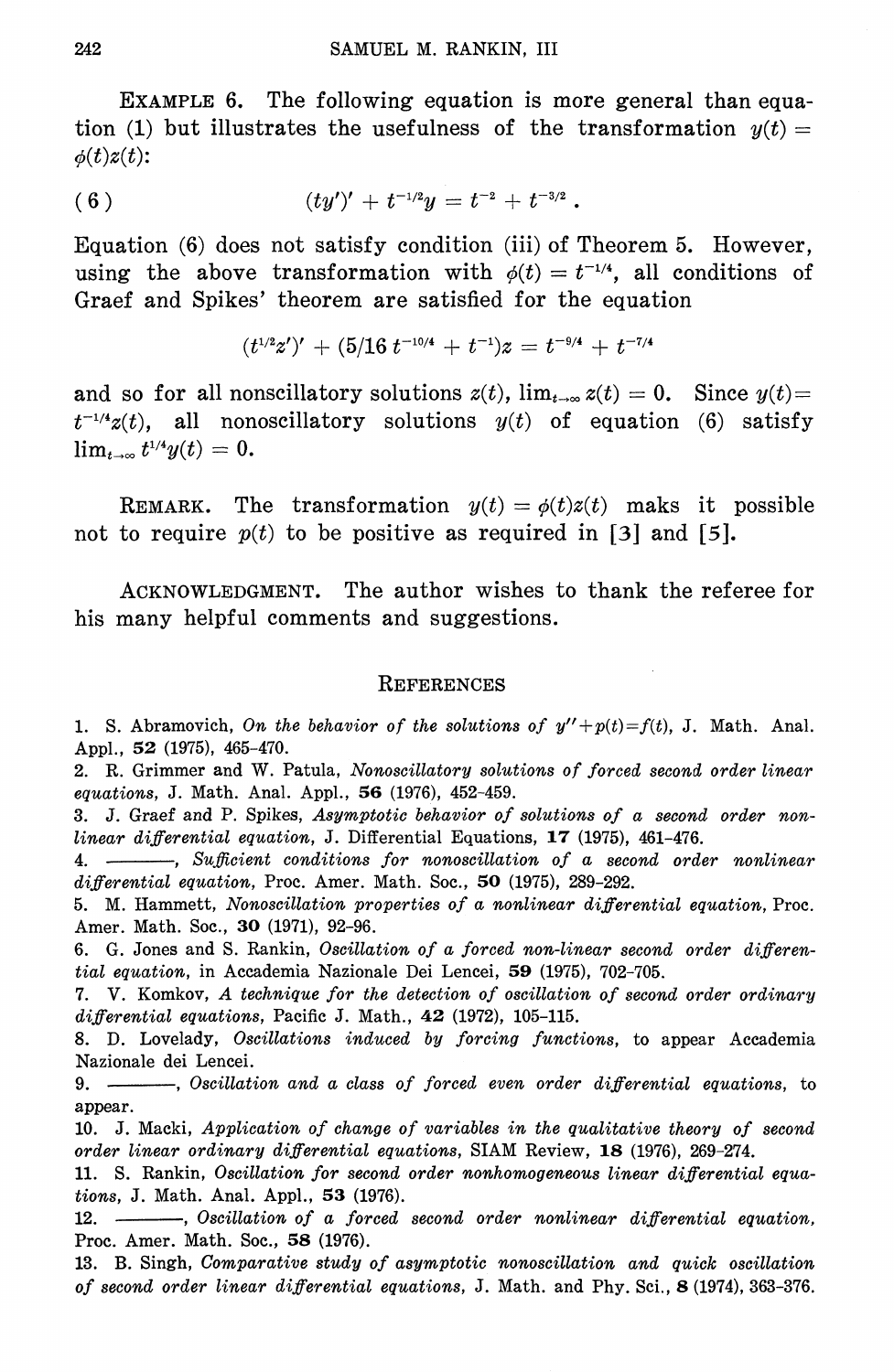**EXAMPLE 6.** The following equation is more general than equation (1) but illustrates the usefulness of the transformation $y(t) = \phi(t)z(t)$:

$$(6) \qquad (ty')' + t^{-1/2}y = t^{-2} + t^{-3/2}.$$

Equation (6) does not satisfy condition (iii) of Theorem 5. However, using the above transformation with $\phi(t) = t^{-1/4}$, all conditions of Graef and Spikes' theorem are satisfied for the equation

$$(t^{1/2}z')' + (5/16\, t^{-10/4} + t^{-1})z = t^{-9/4} + t^{-7/4}$$

and so for all nonscillatory solutions $z(t)$, $\lim_{t\to\infty} z(t) = 0$. Since $y(t) = t^{-1/4}z(t)$, all nonoscillatory solutions $y(t)$ of equation (6) satisfy $\lim_{t\to\infty} t^{1/4}y(t) = 0$.

**REMARK.** The transformation $y(t) = \phi(t)z(t)$ maks it possible not to require $p(t)$ to be positive as required in [3] and [5].

**ACKNOWLEDGMENT.** The author wishes to thank the referee for his many helpful comments and suggestions.

## REFERENCES

1. S. Abramovich, *On the behavior of the solutions of $y''+p(t)=f(t)$*, J. Math. Anal. Appl., **52** (1975), 465–470.
2. R. Grimmer and W. Patula, *Nonoscillatory solutions of forced second order linear equations*, J. Math. Anal. Appl., **56** (1976), 452–459.
3. J. Graef and P. Spikes, *Asymptotic behavior of solutions of a second order nonlinear differential equation*, J. Differential Equations, **17** (1975), 461–476.
4. ———, *Sufficient conditions for nonoscillation of a second order nonlinear differential equation*, Proc. Amer. Math. Soc., **50** (1975), 289–292.
5. M. Hammett, *Nonoscillation properties of a nonlinear differential equation*, Proc. Amer. Math. Soc., **30** (1971), 92–96.
6. G. Jones and S. Rankin, *Oscillation of a forced non-linear second order differential equation*, in Accademia Nazionale Dei Lencei, **59** (1975), 702–705.
7. V. Komkov, *A technique for the detection of oscillation of second order ordinary differential equations*, Pacific J. Math., **42** (1972), 105–115.
8. D. Lovelady, *Oscillations induced by forcing functions*, to appear Accademia Nazionale dei Lencei.
9. ———, *Oscillation and a class of forced even order differential equations*, to appear.
10. J. Macki, *Application of change of variables in the qualitative theory of second order linear ordinary differential equations*, SIAM Review, **18** (1976), 269–274.
11. S. Rankin, *Oscillation for second order nonhomogeneous linear differential equations*, J. Math. Anal. Appl., **53** (1976).
12. ———, *Oscillation of a forced second order nonlinear differential equation*, Proc. Amer. Math. Soc., **58** (1976).
13. B. Singh, *Comparative study of asymptotic nonoscillation and quick oscillation of second order linear differential equations*, J. Math. and Phy. Sci., **8** (1974), 363–376.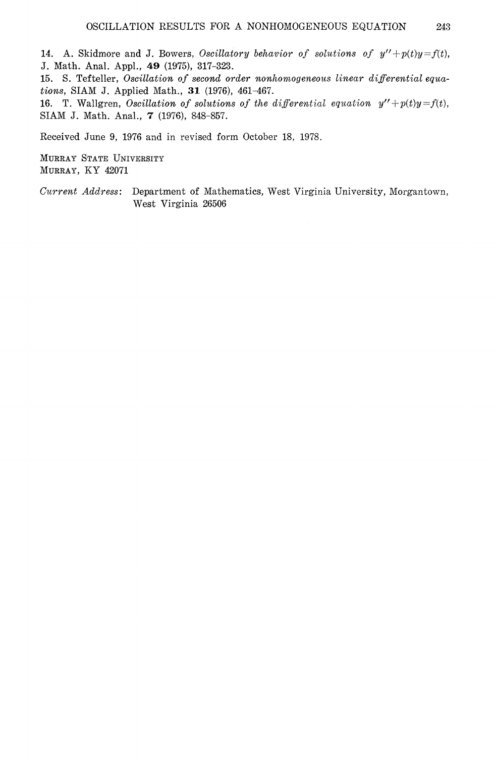14. A. Skidmore and J. Bowers, *Oscillatory behavior of solutions of* $y''+p(t)y=f(t)$, J. Math. Anal. Appl., **49** (1975), 317–323.

15. S. Tefteller, *Oscillation of second order nonhomogeneous linear differential equations*, SIAM J. Applied Math., **31** (1976), 461–467.

16. T. Wallgren, *Oscillation of solutions of the differential equation* $y''+p(t)y=f(t)$, SIAM J. Math. Anal., **7** (1976), 848–857.

Received June 9, 1976 and in revised form October 18, 1978.

MURRAY STATE UNIVERSITY
MURRAY, KY 42071

*Current Address*: Department of Mathematics, West Virginia University, Morgantown, West Virginia 26506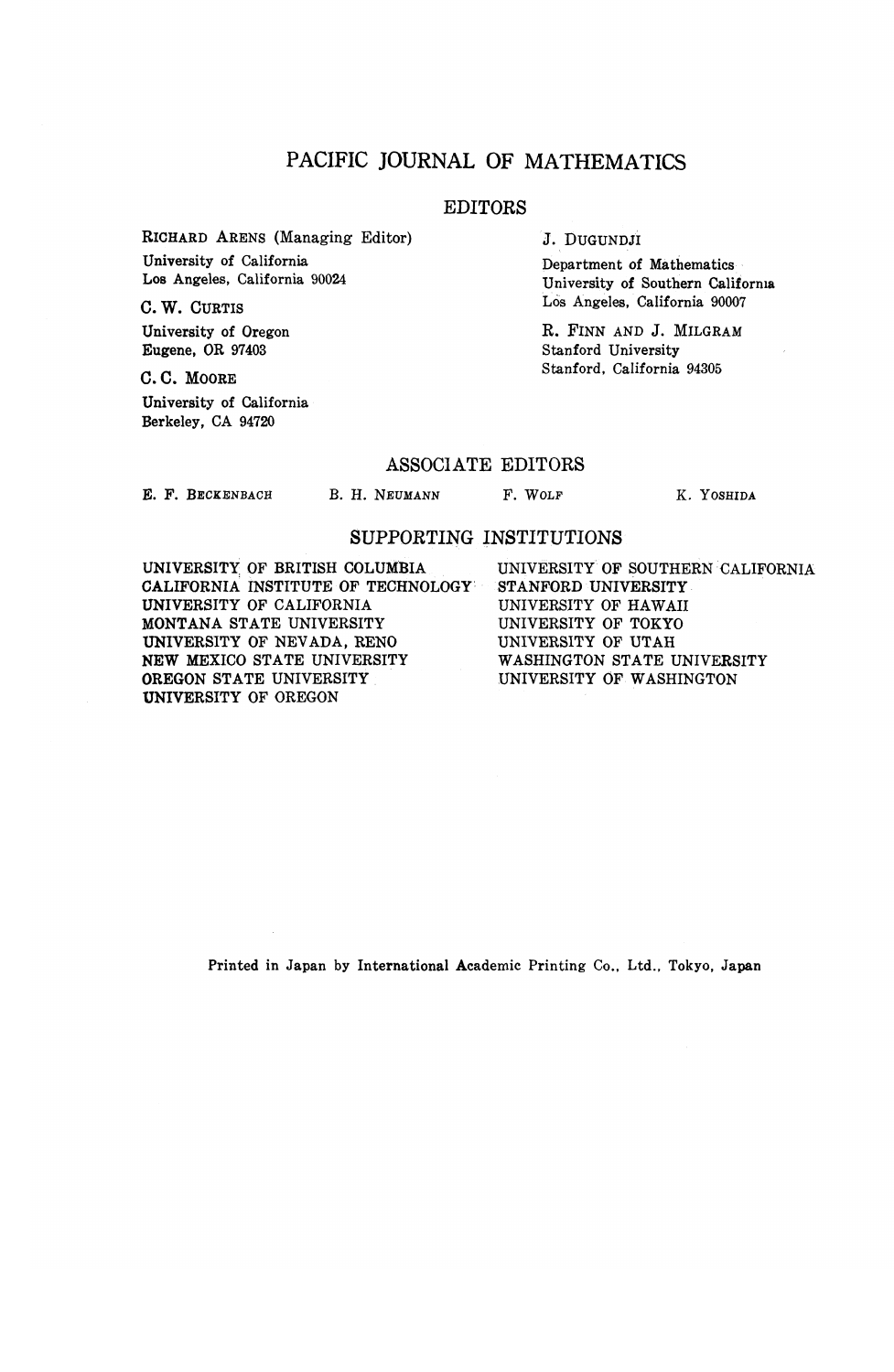# PACIFIC JOURNAL OF MATHEMATICS

## EDITORS

RICHARD ARENS (Managing Editor)
University of California
Los Angeles, California 90024

C. W. CURTIS
University of Oregon
Eugene, OR 97403

C. C. MOORE
University of California
Berkeley, CA 94720

J. DUGUNDJI
Department of Mathematics
University of Southern California
Los Angeles, California 90007

R. FINN AND J. MILGRAM
Stanford University
Stanford, California 94305

## ASSOCIATE EDITORS

E. F. BECKENBACH B. H. NEUMANN F. WOLF K. YOSHIDA

## SUPPORTING INSTITUTIONS

UNIVERSITY OF BRITISH COLUMBIA
CALIFORNIA INSTITUTE OF TECHNOLOGY
UNIVERSITY OF CALIFORNIA
MONTANA STATE UNIVERSITY
UNIVERSITY OF NEVADA, RENO
NEW MEXICO STATE UNIVERSITY
OREGON STATE UNIVERSITY
UNIVERSITY OF OREGON
UNIVERSITY OF SOUTHERN CALIFORNIA
STANFORD UNIVERSITY
UNIVERSITY OF HAWAII
UNIVERSITY OF TOKYO
UNIVERSITY OF UTAH
WASHINGTON STATE UNIVERSITY
UNIVERSITY OF WASHINGTON

Printed in Japan by International Academic Printing Co., Ltd., Tokyo, Japan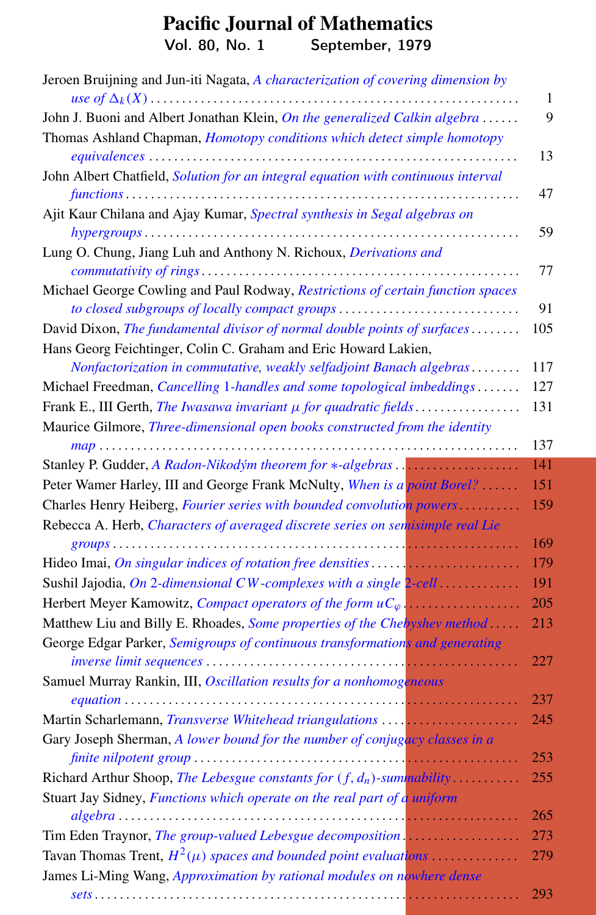# Pacific Journal of Mathematics

**Vol. 80, No. 1 September, 1979**

Jeroen Bruijning and Jun-iti Nagata, *A characterization of covering dimension by use of $\Delta_k(X)$* . . . . . 1

John J. Buoni and Albert Jonathan Klein, *On the generalized Calkin algebra* . . . . . 9

Thomas Ashland Chapman, *Homotopy conditions which detect simple homotopy equivalences* . . . . . 13

John Albert Chatfield, *Solution for an integral equation with continuous interval functions* . . . . . 47

Ajit Kaur Chilana and Ajay Kumar, *Spectral synthesis in Segal algebras on hypergroups* . . . . . 59

Lung O. Chung, Jiang Luh and Anthony N. Richoux, *Derivations and commutativity of rings* . . . . . 77

Michael George Cowling and Paul Rodway, *Restrictions of certain function spaces to closed subgroups of locally compact groups* . . . . . 91

David Dixon, *The fundamental divisor of normal double points of surfaces* . . . . . 105

Hans Georg Feichtinger, Colin C. Graham and Eric Howard Lakien, *Nonfactorization in commutative, weakly selfadjoint Banach algebras* . . . . . 117

Michael Freedman, *Cancelling 1-handles and some topological imbeddings* . . . . . 127

Frank E., III Gerth, *The Iwasawa invariant $\mu$ for quadratic fields* . . . . . 131

Maurice Gilmore, *Three-dimensional open books constructed from the identity map* . . . . . 137

Stanley P. Gudder, *A Radon-Nikodým theorem for $*$-algebras* . . . . . 141

Peter Wamer Harley, III and George Frank McNulty, *When is a point Borel?* . . . . . 151

Charles Henry Heiberg, *Fourier series with bounded convolution powers* . . . . . 159

Rebecca A. Herb, *Characters of averaged discrete series on semisimple real Lie groups* . . . . . 169

Hideo Imai, *On singular indices of rotation free densities* . . . . . 179

Sushil Jajodia, *On 2-dimensional $CW$-complexes with a single 2-cell* . . . . . 191

Herbert Meyer Kamowitz, *Compact operators of the form $uC_\varphi$* . . . . . 205

Matthew Liu and Billy E. Rhoades, *Some properties of the Chebyshev method* . . . . . 213

George Edgar Parker, *Semigroups of continuous transformations and generating inverse limit sequences* . . . . . 227

Samuel Murray Rankin, III, *Oscillation results for a nonhomogeneous equation* . . . . . 237

Martin Scharlemann, *Transverse Whitehead triangulations* . . . . . 245

Gary Joseph Sherman, *A lower bound for the number of conjugacy classes in a finite nilpotent group* . . . . . 253

Richard Arthur Shoop, *The Lebesgue constants for $(f, d_n)$-summability* . . . . . 255

Stuart Jay Sidney, *Functions which operate on the real part of a uniform algebra* . . . . . 265

Tim Eden Traynor, *The group-valued Lebesgue decomposition* . . . . . 273

Tavan Thomas Trent, *$H^2(\mu)$ spaces and bounded point evaluations* . . . . . 279

James Li-Ming Wang, *Approximation by rational modules on nowhere dense sets* . . . . . 293